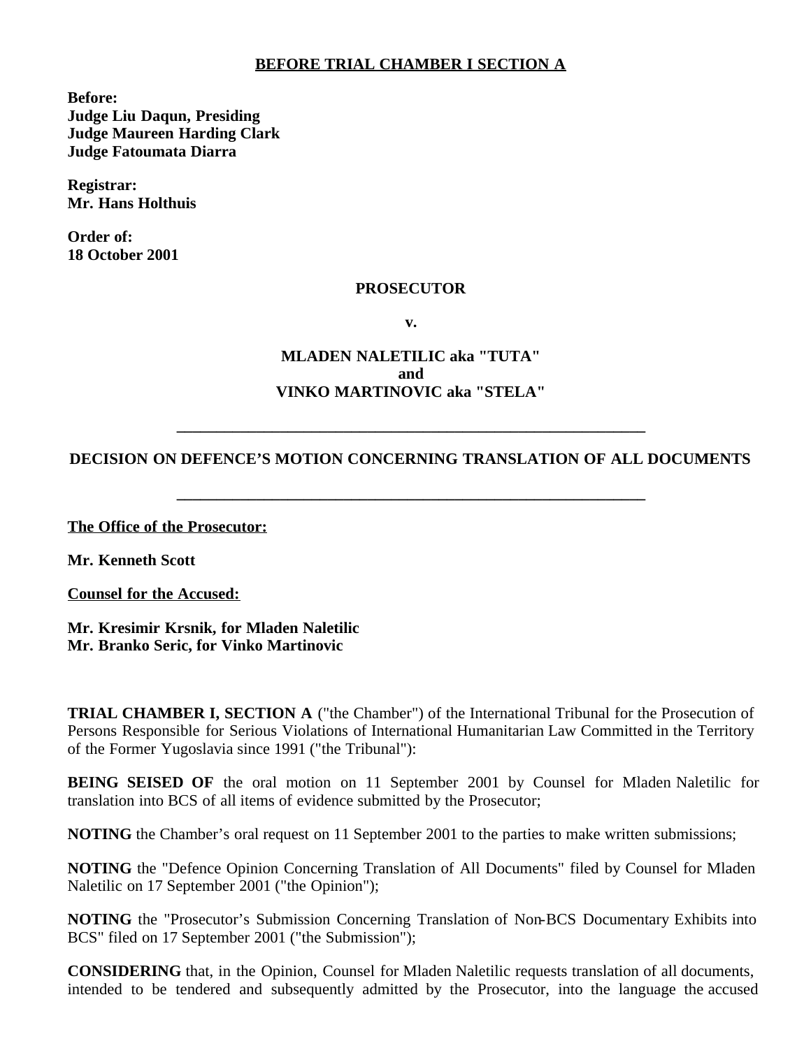**BEFORE TRIAL CHAMBER I SECTION A**

**Before:**
**Judge Liu Daqun, Presiding**
**Judge Maureen Harding Clark**
**Judge Fatoumata Diarra**

**Registrar:**
**Mr. Hans Holthuis**

**Order of:**
**18 October 2001**

**PROSECUTOR**

**v.**

**MLADEN NALETILIC aka "TUTA"**
**and**
**VINKO MARTINOVIC aka "STELA"**

---

**DECISION ON DEFENCE'S MOTION CONCERNING TRANSLATION OF ALL DOCUMENTS**

---

**The Office of the Prosecutor:**

**Mr. Kenneth Scott**

**Counsel for the Accused:**

**Mr. Kresimir Krsnik, for Mladen Naletilic**
**Mr. Branko Seric, for Vinko Martinovic**

**TRIAL CHAMBER I, SECTION A** ("the Chamber") of the International Tribunal for the Prosecution of Persons Responsible for Serious Violations of International Humanitarian Law Committed in the Territory of the Former Yugoslavia since 1991 ("the Tribunal"):

**BEING SEISED OF** the oral motion on 11 September 2001 by Counsel for Mladen Naletilic for translation into BCS of all items of evidence submitted by the Prosecutor;

**NOTING** the Chamber's oral request on 11 September 2001 to the parties to make written submissions;

**NOTING** the "Defence Opinion Concerning Translation of All Documents" filed by Counsel for Mladen Naletilic on 17 September 2001 ("the Opinion");

**NOTING** the "Prosecutor's Submission Concerning Translation of Non-BCS Documentary Exhibits into BCS" filed on 17 September 2001 ("the Submission");

**CONSIDERING** that, in the Opinion, Counsel for Mladen Naletilic requests translation of all documents, intended to be tendered and subsequently admitted by the Prosecutor, into the language the accused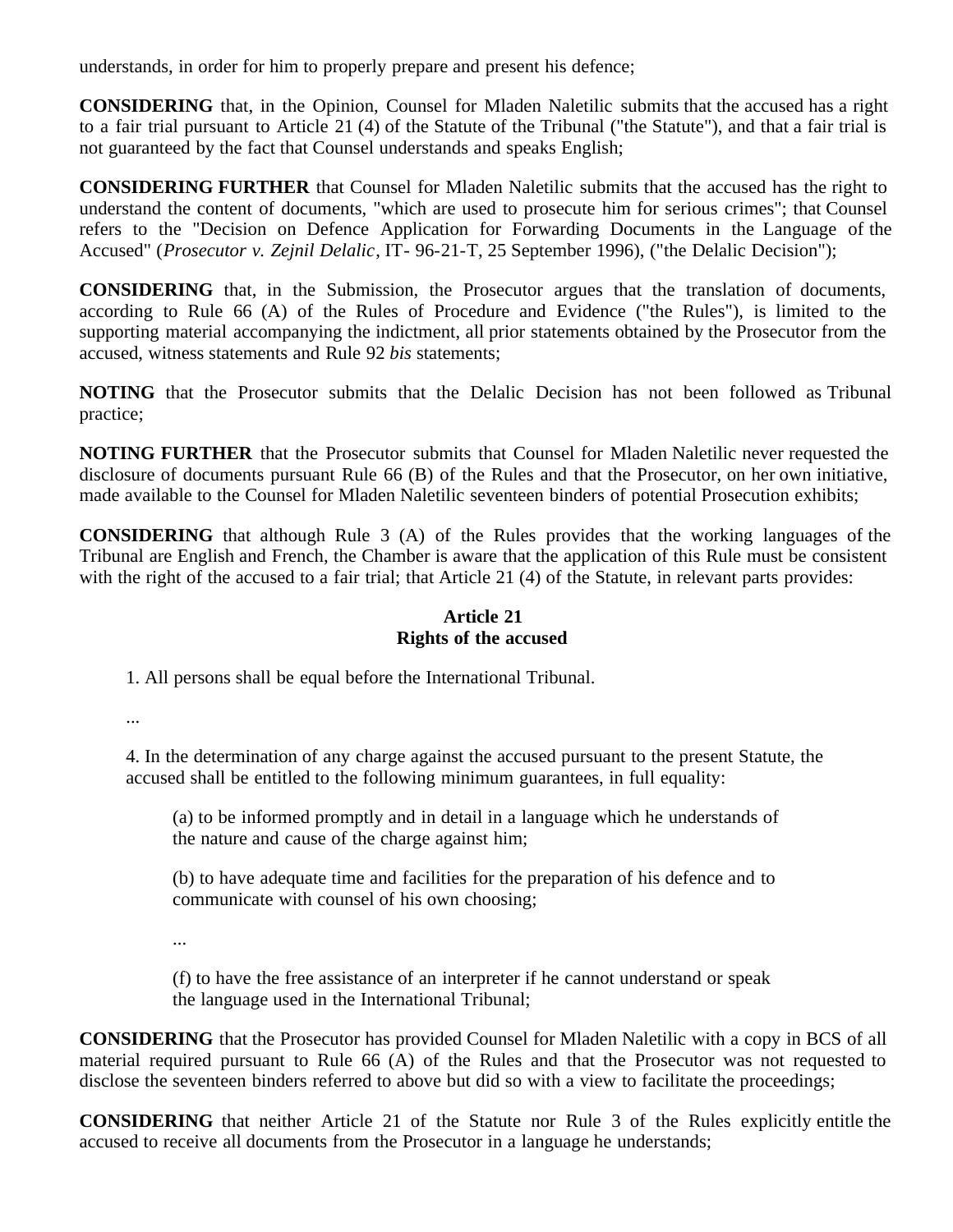understands, in order for him to properly prepare and present his defence;

**CONSIDERING** that, in the Opinion, Counsel for Mladen Naletilic submits that the accused has a right to a fair trial pursuant to Article 21 (4) of the Statute of the Tribunal ("the Statute"), and that a fair trial is not guaranteed by the fact that Counsel understands and speaks English;

**CONSIDERING FURTHER** that Counsel for Mladen Naletilic submits that the accused has the right to understand the content of documents, "which are used to prosecute him for serious crimes"; that Counsel refers to the "Decision on Defence Application for Forwarding Documents in the Language of the Accused" (*Prosecutor v. Zejnil Delalic*, IT- 96-21-T, 25 September 1996), ("the Delalic Decision");

**CONSIDERING** that, in the Submission, the Prosecutor argues that the translation of documents, according to Rule 66 (A) of the Rules of Procedure and Evidence ("the Rules"), is limited to the supporting material accompanying the indictment, all prior statements obtained by the Prosecutor from the accused, witness statements and Rule 92 *bis* statements;

**NOTING** that the Prosecutor submits that the Delalic Decision has not been followed as Tribunal practice;

**NOTING FURTHER** that the Prosecutor submits that Counsel for Mladen Naletilic never requested the disclosure of documents pursuant Rule 66 (B) of the Rules and that the Prosecutor, on her own initiative, made available to the Counsel for Mladen Naletilic seventeen binders of potential Prosecution exhibits;

**CONSIDERING** that although Rule 3 (A) of the Rules provides that the working languages of the Tribunal are English and French, the Chamber is aware that the application of this Rule must be consistent with the right of the accused to a fair trial; that Article 21 (4) of the Statute, in relevant parts provides:

**Article 21**
**Rights of the accused**

> 1. All persons shall be equal before the International Tribunal.
>
> ...
>
> 4. In the determination of any charge against the accused pursuant to the present Statute, the accused shall be entitled to the following minimum guarantees, in full equality:
>
> > (a) to be informed promptly and in detail in a language which he understands of the nature and cause of the charge against him;
> >
> > (b) to have adequate time and facilities for the preparation of his defence and to communicate with counsel of his own choosing;
> >
> > ...
> >
> > (f) to have the free assistance of an interpreter if he cannot understand or speak the language used in the International Tribunal;

**CONSIDERING** that the Prosecutor has provided Counsel for Mladen Naletilic with a copy in BCS of all material required pursuant to Rule 66 (A) of the Rules and that the Prosecutor was not requested to disclose the seventeen binders referred to above but did so with a view to facilitate the proceedings;

**CONSIDERING** that neither Article 21 of the Statute nor Rule 3 of the Rules explicitly entitle the accused to receive all documents from the Prosecutor in a language he understands;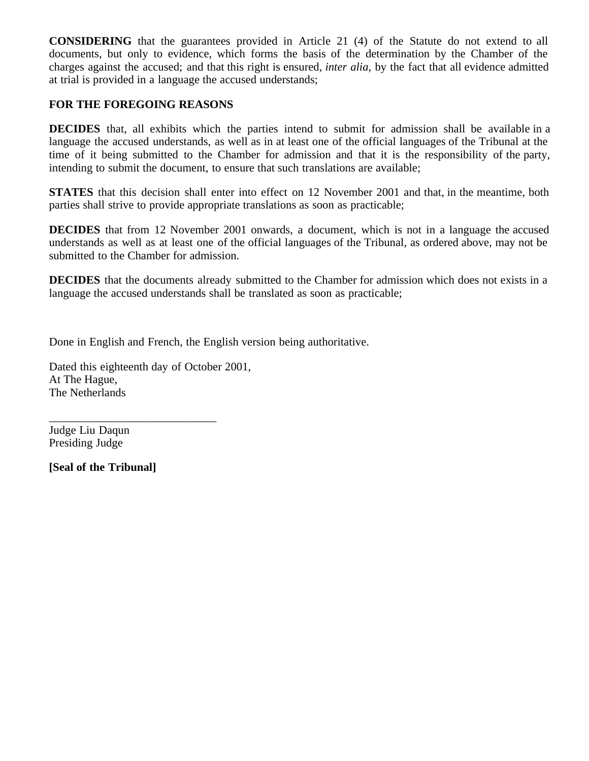**CONSIDERING** that the guarantees provided in Article 21 (4) of the Statute do not extend to all documents, but only to evidence, which forms the basis of the determination by the Chamber of the charges against the accused; and that this right is ensured, *inter alia*, by the fact that all evidence admitted at trial is provided in a language the accused understands;

**FOR THE FOREGOING REASONS**

**DECIDES** that, all exhibits which the parties intend to submit for admission shall be available in a language the accused understands, as well as in at least one of the official languages of the Tribunal at the time of it being submitted to the Chamber for admission and that it is the responsibility of the party, intending to submit the document, to ensure that such translations are available;

**STATES** that this decision shall enter into effect on 12 November 2001 and that, in the meantime, both parties shall strive to provide appropriate translations as soon as practicable;

**DECIDES** that from 12 November 2001 onwards, a document, which is not in a language the accused understands as well as at least one of the official languages of the Tribunal, as ordered above, may not be submitted to the Chamber for admission.

**DECIDES** that the documents already submitted to the Chamber for admission which does not exists in a language the accused understands shall be translated as soon as practicable;

Done in English and French, the English version being authoritative.

Dated this eighteenth day of October 2001,
At The Hague,
The Netherlands

_____________________________
Judge Liu Daqun
Presiding Judge

**[Seal of the Tribunal]**